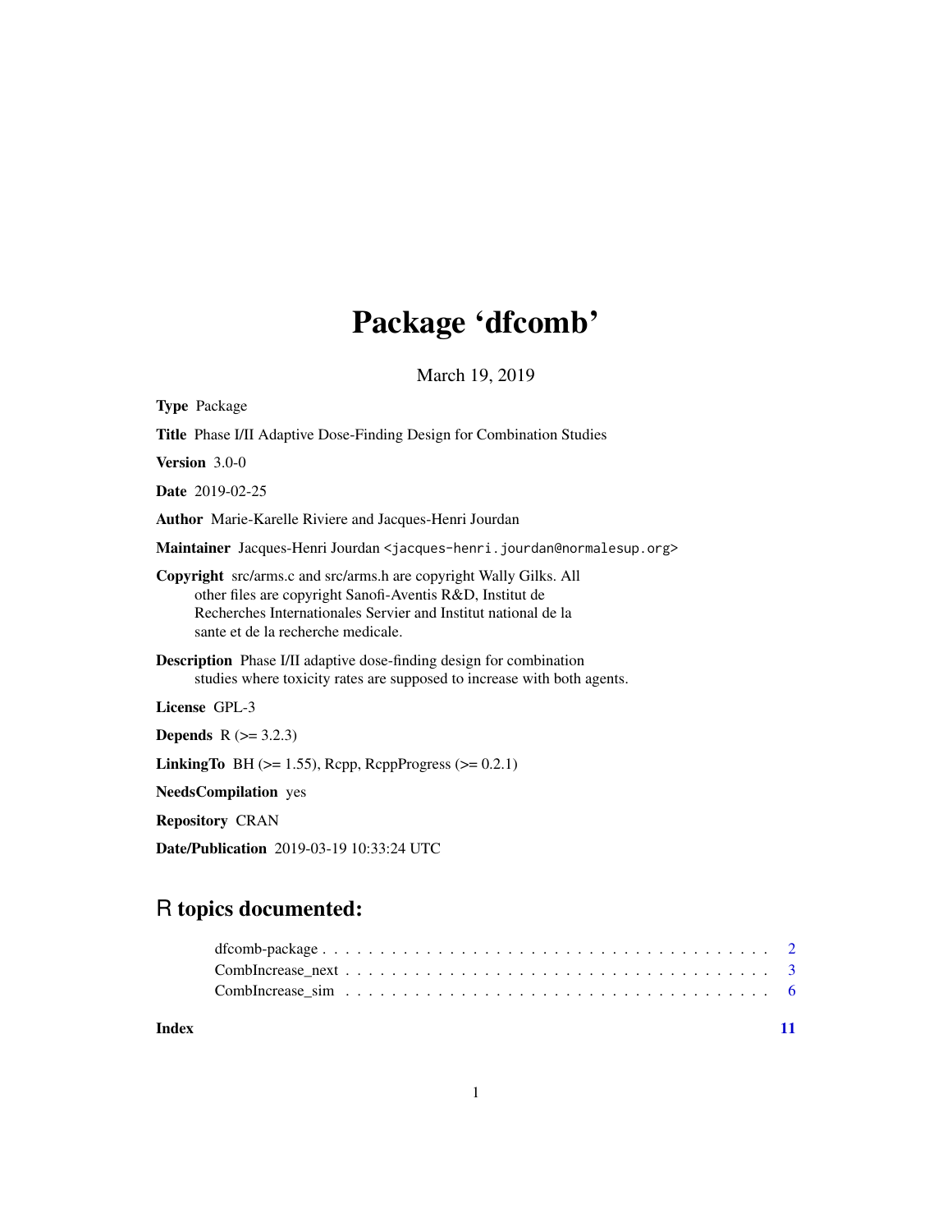# Package 'dfcomb'

March 19, 2019

**Type** Package

**Title** Phase I/II Adaptive Dose-Finding Design for Combination Studies

**Version** 3.0-0

**Date** 2019-02-25

**Author** Marie-Karelle Riviere and Jacques-Henri Jourdan

**Maintainer** Jacques-Henri Jourdan <jacques-henri.jourdan@normalesup.org>

**Copyright** src/arms.c and src/arms.h are copyright Wally Gilks. All other files are copyright Sanofi-Aventis R&D, Institut de Recherches Internationales Servier and Institut national de la sante et de la recherche medicale.

**Description** Phase I/II adaptive dose-finding design for combination studies where toxicity rates are supposed to increase with both agents.

**License** GPL-3

**Depends** R (>= 3.2.3)

**LinkingTo** BH (>= 1.55), Rcpp, RcppProgress (>= 0.2.1)

**NeedsCompilation** yes

**Repository** CRAN

**Date/Publication** 2019-03-19 10:33:24 UTC

## R topics documented:

- dfcomb-package . . . . . . . . . . . . . . . . . . . . . . . . . . . . . . . . . . . . . . . . 2
- CombIncrease_next . . . . . . . . . . . . . . . . . . . . . . . . . . . . . . . . . . . . . . . 3
- CombIncrease_sim . . . . . . . . . . . . . . . . . . . . . . . . . . . . . . . . . . . . . . . 6

**Index** 11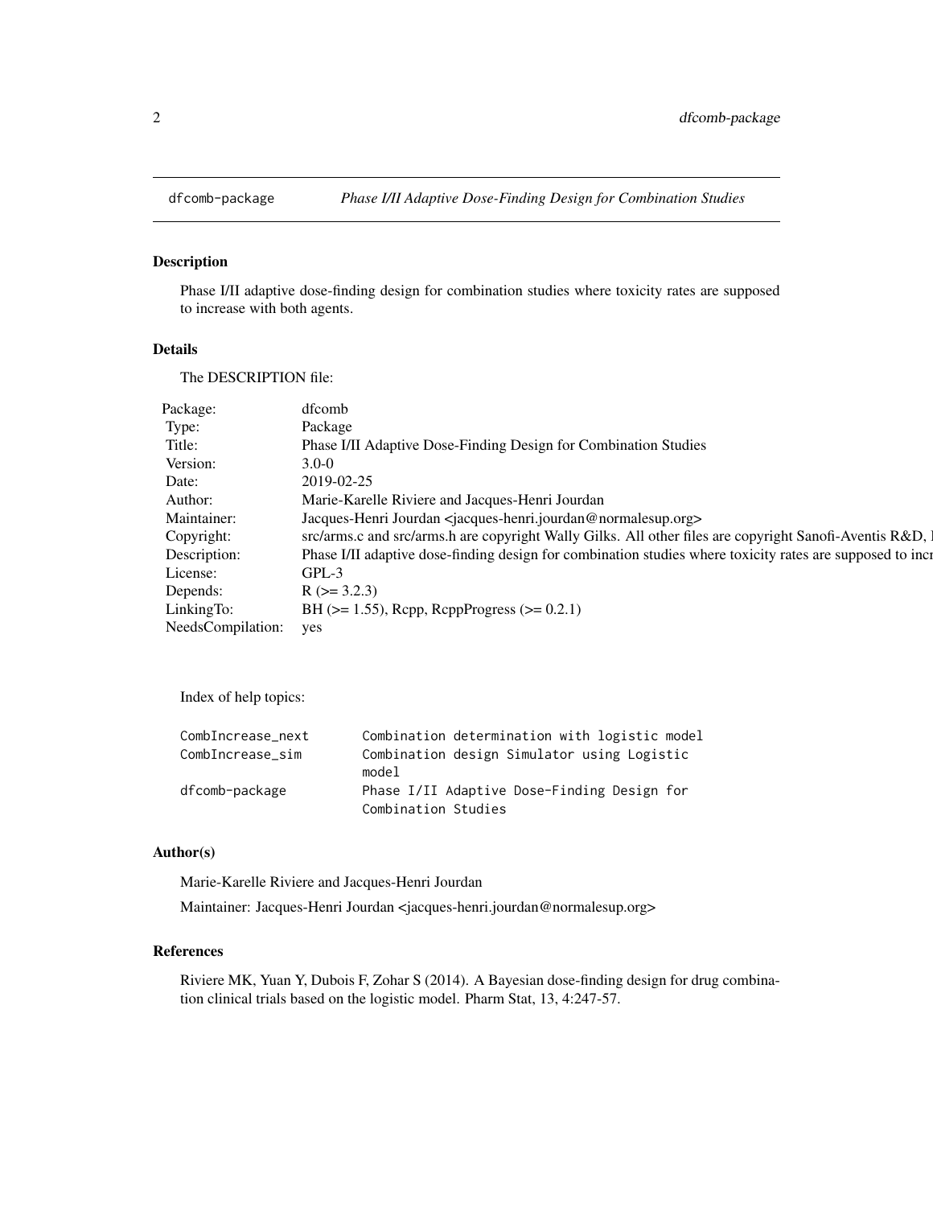# dfcomb-package — *Phase I/II Adaptive Dose-Finding Design for Combination Studies*

## Description

Phase I/II adaptive dose-finding design for combination studies where toxicity rates are supposed to increase with both agents.

## Details

The DESCRIPTION file:

| | |
|---|---|
| Package: | dfcomb |
| Type: | Package |
| Title: | Phase I/II Adaptive Dose-Finding Design for Combination Studies |
| Version: | 3.0-0 |
| Date: | 2019-02-25 |
| Author: | Marie-Karelle Riviere and Jacques-Henri Jourdan |
| Maintainer: | Jacques-Henri Jourdan <jacques-henri.jourdan@normalesup.org> |
| Copyright: | src/arms.c and src/arms.h are copyright Wally Gilks. All other files are copyright Sanofi-Aventis R&D, l |
| Description: | Phase I/II adaptive dose-finding design for combination studies where toxicity rates are supposed to incr |
| License: | GPL-3 |
| Depends: | R (>= 3.2.3) |
| LinkingTo: | BH (>= 1.55), Rcpp, RcppProgress (>= 0.2.1) |
| NeedsCompilation: | yes |

Index of help topics:

```
CombIncrease_next       Combination determination with logistic model
CombIncrease_sim        Combination design Simulator using Logistic
                        model
dfcomb-package          Phase I/II Adaptive Dose-Finding Design for
                        Combination Studies
```

## Author(s)

Marie-Karelle Riviere and Jacques-Henri Jourdan

Maintainer: Jacques-Henri Jourdan <jacques-henri.jourdan@normalesup.org>

## References

Riviere MK, Yuan Y, Dubois F, Zohar S (2014). A Bayesian dose-finding design for drug combination clinical trials based on the logistic model. Pharm Stat, 13, 4:247-57.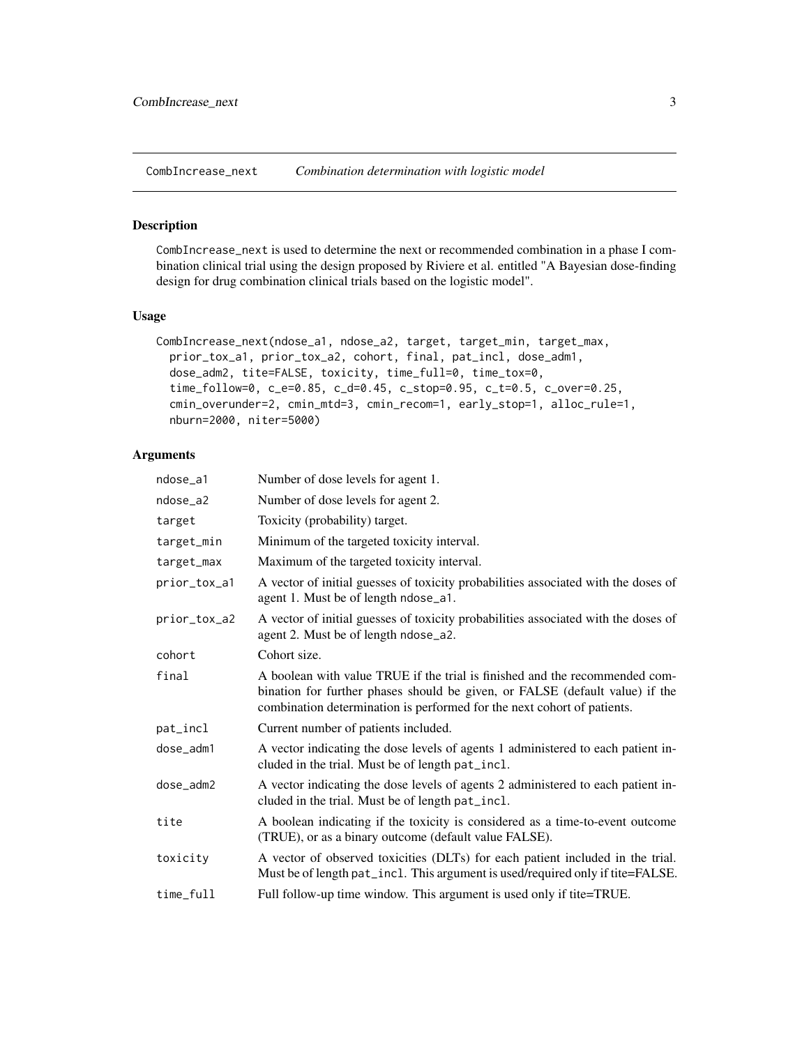## CombIncrease_next — *Combination determination with logistic model*

### Description

CombIncrease_next is used to determine the next or recommended combination in a phase I combination clinical trial using the design proposed by Riviere et al. entitled "A Bayesian dose-finding design for drug combination clinical trials based on the logistic model".

### Usage

```
CombIncrease_next(ndose_a1, ndose_a2, target, target_min, target_max,
  prior_tox_a1, prior_tox_a2, cohort, final, pat_incl, dose_adm1,
  dose_adm2, tite=FALSE, toxicity, time_full=0, time_tox=0,
  time_follow=0, c_e=0.85, c_d=0.45, c_stop=0.95, c_t=0.5, c_over=0.25,
  cmin_overunder=2, cmin_mtd=3, cmin_recom=1, early_stop=1, alloc_rule=1,
  nburn=2000, niter=5000)
```

### Arguments

| Argument | Description |
|---|---|
| ndose_a1 | Number of dose levels for agent 1. |
| ndose_a2 | Number of dose levels for agent 2. |
| target | Toxicity (probability) target. |
| target_min | Minimum of the targeted toxicity interval. |
| target_max | Maximum of the targeted toxicity interval. |
| prior_tox_a1 | A vector of initial guesses of toxicity probabilities associated with the doses of agent 1. Must be of length ndose_a1. |
| prior_tox_a2 | A vector of initial guesses of toxicity probabilities associated with the doses of agent 2. Must be of length ndose_a2. |
| cohort | Cohort size. |
| final | A boolean with value TRUE if the trial is finished and the recommended combination for further phases should be given, or FALSE (default value) if the combination determination is performed for the next cohort of patients. |
| pat_incl | Current number of patients included. |
| dose_adm1 | A vector indicating the dose levels of agents 1 administered to each patient included in the trial. Must be of length pat_incl. |
| dose_adm2 | A vector indicating the dose levels of agents 2 administered to each patient included in the trial. Must be of length pat_incl. |
| tite | A boolean indicating if the toxicity is considered as a time-to-event outcome (TRUE), or as a binary outcome (default value FALSE). |
| toxicity | A vector of observed toxicities (DLTs) for each patient included in the trial. Must be of length pat_incl. This argument is used/required only if tite=FALSE. |
| time_full | Full follow-up time window. This argument is used only if tite=TRUE. |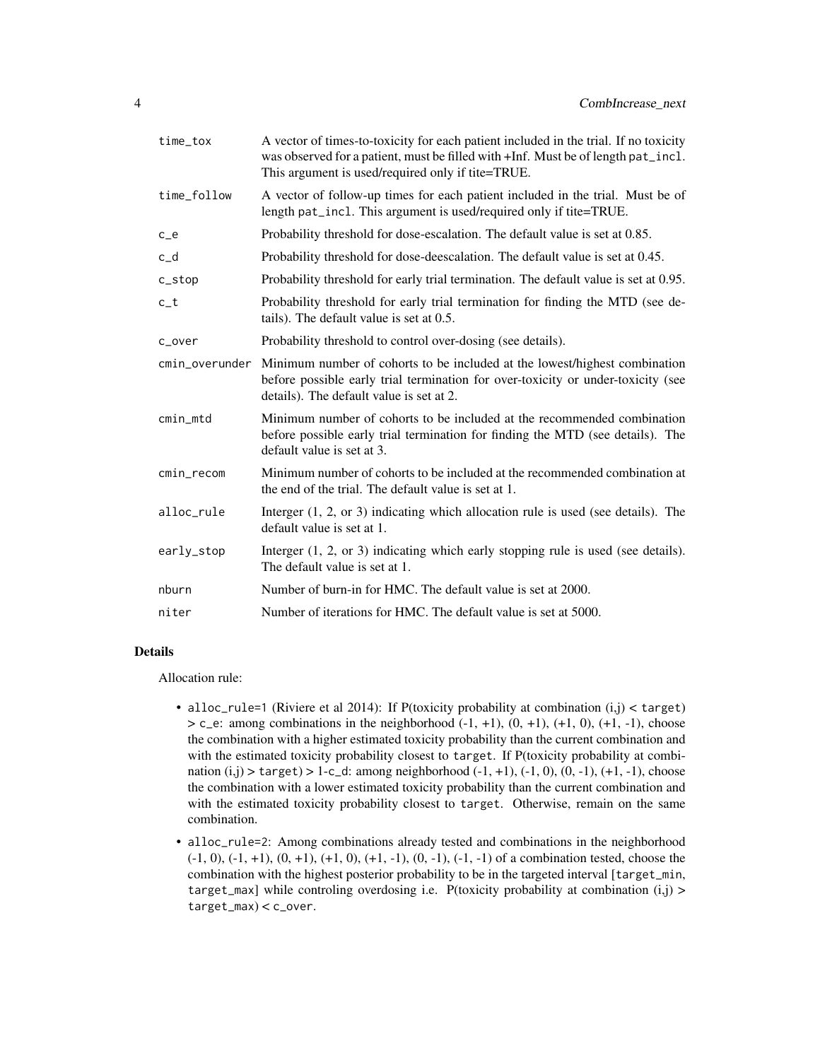| | |
|---|---|
| `time_tox` | A vector of times-to-toxicity for each patient included in the trial. If no toxicity was observed for a patient, must be filled with +Inf. Must be of length `pat_incl`. This argument is used/required only if tite=TRUE. |
| `time_follow` | A vector of follow-up times for each patient included in the trial. Must be of length `pat_incl`. This argument is used/required only if tite=TRUE. |
| `c_e` | Probability threshold for dose-escalation. The default value is set at 0.85. |
| `c_d` | Probability threshold for dose-deescalation. The default value is set at 0.45. |
| `c_stop` | Probability threshold for early trial termination. The default value is set at 0.95. |
| `c_t` | Probability threshold for early trial termination for finding the MTD (see details). The default value is set at 0.5. |
| `c_over` | Probability threshold to control over-dosing (see details). |
| `cmin_overunder` | Minimum number of cohorts to be included at the lowest/highest combination before possible early trial termination for over-toxicity or under-toxicity (see details). The default value is set at 2. |
| `cmin_mtd` | Minimum number of cohorts to be included at the recommended combination before possible early trial termination for finding the MTD (see details). The default value is set at 3. |
| `cmin_recom` | Minimum number of cohorts to be included at the recommended combination at the end of the trial. The default value is set at 1. |
| `alloc_rule` | Interger (1, 2, or 3) indicating which allocation rule is used (see details). The default value is set at 1. |
| `early_stop` | Interger (1, 2, or 3) indicating which early stopping rule is used (see details). The default value is set at 1. |
| `nburn` | Number of burn-in for HMC. The default value is set at 2000. |
| `niter` | Number of iterations for HMC. The default value is set at 5000. |

## Details

Allocation rule:

- `alloc_rule=1` (Riviere et al 2014): If P(toxicity probability at combination (i,j) < `target`) > `c_e`: among combinations in the neighborhood (-1, +1), (0, +1), (+1, 0), (+1, -1), choose the combination with a higher estimated toxicity probability than the current combination and with the estimated toxicity probability closest to `target`. If P(toxicity probability at combination (i,j) > `target`) > 1-`c_d`: among neighborhood (-1, +1), (-1, 0), (0, -1), (+1, -1), choose the combination with a lower estimated toxicity probability than the current combination and with the estimated toxicity probability closest to `target`. Otherwise, remain on the same combination.
- `alloc_rule=2`: Among combinations already tested and combinations in the neighborhood (-1, 0), (-1, +1), (0, +1), (+1, 0), (+1, -1), (0, -1), (-1, -1) of a combination tested, choose the combination with the highest posterior probability to be in the targeted interval [`target_min`, `target_max`] while controling overdosing i.e. P(toxicity probability at combination (i,j) > `target_max`) < `c_over`.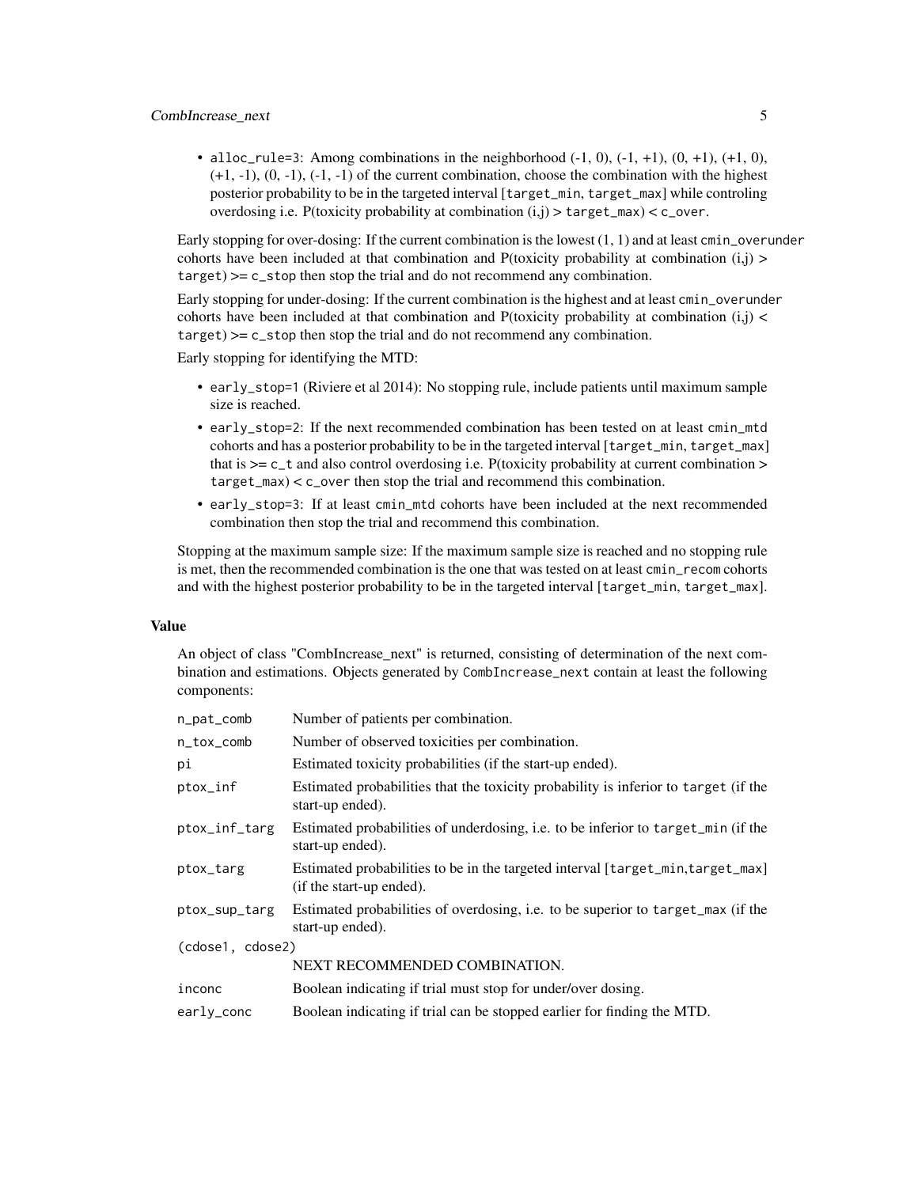- `alloc_rule=3`: Among combinations in the neighborhood (-1, 0), (-1, +1), (0, +1), (+1, 0), (+1, -1), (0, -1), (-1, -1) of the current combination, choose the combination with the highest posterior probability to be in the targeted interval [`target_min`, `target_max`] while controling overdosing i.e. P(toxicity probability at combination (i,j) > `target_max`) < `c_over`.

Early stopping for over-dosing: If the current combination is the lowest (1, 1) and at least `cmin_overunder` cohorts have been included at that combination and P(toxicity probability at combination (i,j) > `target`) >= `c_stop` then stop the trial and do not recommend any combination.

Early stopping for under-dosing: If the current combination is the highest and at least `cmin_overunder` cohorts have been included at that combination and P(toxicity probability at combination (i,j) < `target`) >= `c_stop` then stop the trial and do not recommend any combination.

Early stopping for identifying the MTD:

- `early_stop=1` (Riviere et al 2014): No stopping rule, include patients until maximum sample size is reached.
- `early_stop=2`: If the next recommended combination has been tested on at least `cmin_mtd` cohorts and has a posterior probability to be in the targeted interval [`target_min`, `target_max`] that is >= `c_t` and also control overdosing i.e. P(toxicity probability at current combination > `target_max`) < `c_over` then stop the trial and recommend this combination.
- `early_stop=3`: If at least `cmin_mtd` cohorts have been included at the next recommended combination then stop the trial and recommend this combination.

Stopping at the maximum sample size: If the maximum sample size is reached and no stopping rule is met, then the recommended combination is the one that was tested on at least `cmin_recom` cohorts and with the highest posterior probability to be in the targeted interval [`target_min`, `target_max`].

## Value

An object of class "CombIncrease_next" is returned, consisting of determination of the next combination and estimations. Objects generated by `CombIncrease_next` contain at least the following components:

| | |
|---|---|
| `n_pat_comb` | Number of patients per combination. |
| `n_tox_comb` | Number of observed toxicities per combination. |
| `pi` | Estimated toxicity probabilities (if the start-up ended). |
| `ptox_inf` | Estimated probabilities that the toxicity probability is inferior to `target` (if the start-up ended). |
| `ptox_inf_targ` | Estimated probabilities of underdosing, i.e. to be inferior to `target_min` (if the start-up ended). |
| `ptox_targ` | Estimated probabilities to be in the targeted interval [`target_min`,`target_max`] (if the start-up ended). |
| `ptox_sup_targ` | Estimated probabilities of overdosing, i.e. to be superior to `target_max` (if the start-up ended). |
| `(cdose1, cdose2)` | NEXT RECOMMENDED COMBINATION. |
| `inconc` | Boolean indicating if trial must stop for under/over dosing. |
| `early_conc` | Boolean indicating if trial can be stopped earlier for finding the MTD. |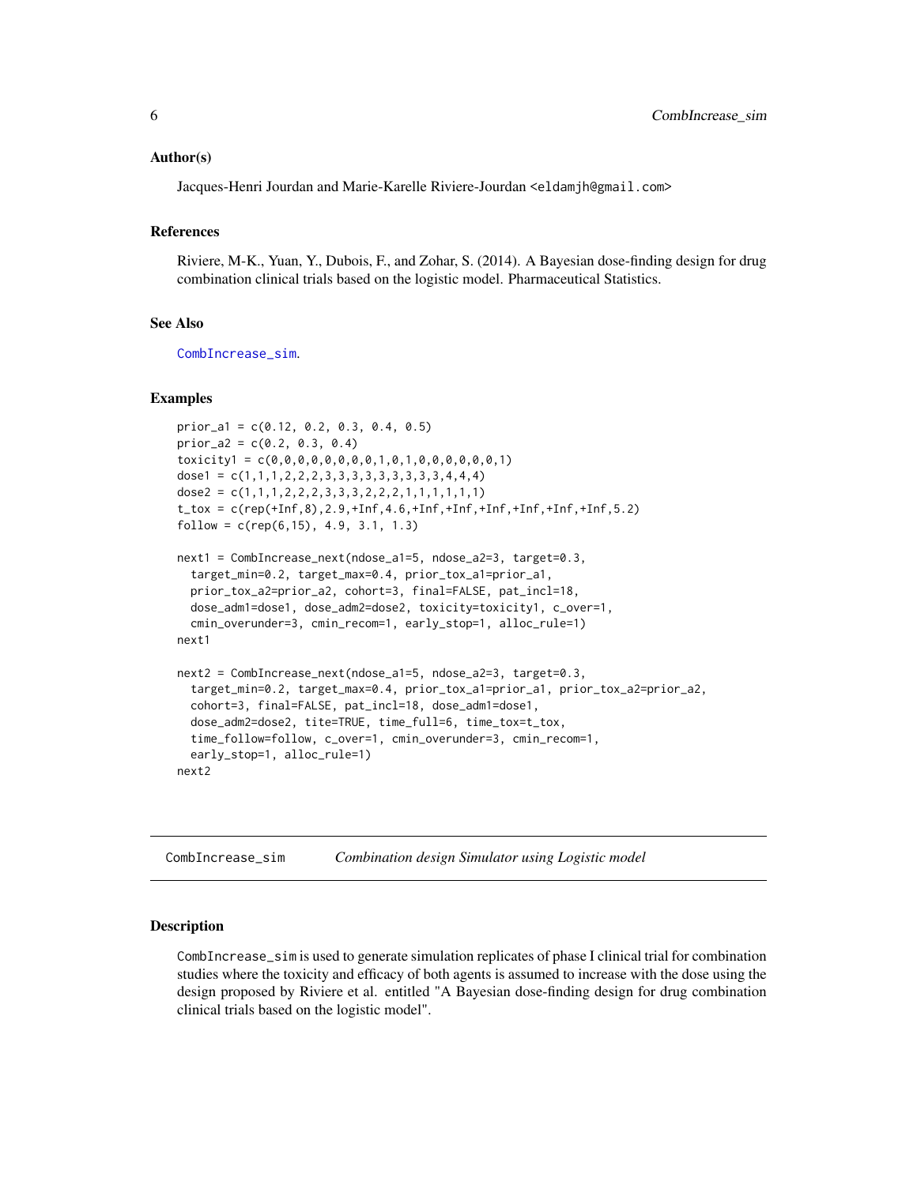### Author(s)

Jacques-Henri Jourdan and Marie-Karelle Riviere-Jourdan <eldamjh@gmail.com>

### References

Riviere, M-K., Yuan, Y., Dubois, F., and Zohar, S. (2014). A Bayesian dose-finding design for drug combination clinical trials based on the logistic model. Pharmaceutical Statistics.

### See Also

CombIncrease_sim.

### Examples

```
prior_a1 = c(0.12, 0.2, 0.3, 0.4, 0.5)
prior_a2 = c(0.2, 0.3, 0.4)
toxicity1 = c(0,0,0,0,0,0,0,0,1,0,1,0,0,0,0,0,0,1)
dose1 = c(1,1,1,2,2,2,3,3,3,3,3,3,3,3,3,4,4,4)
dose2 = c(1,1,1,2,2,2,3,3,3,2,2,2,1,1,1,1,1,1)
t_tox = c(rep(+Inf,8),2.9,+Inf,4.6,+Inf,+Inf,+Inf,+Inf,+Inf,+Inf,5.2)
follow = c(rep(6,15), 4.9, 3.1, 1.3)

next1 = CombIncrease_next(ndose_a1=5, ndose_a2=3, target=0.3,
  target_min=0.2, target_max=0.4, prior_tox_a1=prior_a1,
  prior_tox_a2=prior_a2, cohort=3, final=FALSE, pat_incl=18,
  dose_adm1=dose1, dose_adm2=dose2, toxicity=toxicity1, c_over=1,
  cmin_overunder=3, cmin_recom=1, early_stop=1, alloc_rule=1)
next1

next2 = CombIncrease_next(ndose_a1=5, ndose_a2=3, target=0.3,
  target_min=0.2, target_max=0.4, prior_tox_a1=prior_a1, prior_tox_a2=prior_a2,
  cohort=3, final=FALSE, pat_incl=18, dose_adm1=dose1,
  dose_adm2=dose2, tite=TRUE, time_full=6, time_tox=t_tox,
  time_follow=follow, c_over=1, cmin_overunder=3, cmin_recom=1,
  early_stop=1, alloc_rule=1)
next2
```

---

## CombIncrease_sim *Combination design Simulator using Logistic model*

### Description

CombIncrease_sim is used to generate simulation replicates of phase I clinical trial for combination studies where the toxicity and efficacy of both agents is assumed to increase with the dose using the design proposed by Riviere et al. entitled "A Bayesian dose-finding design for drug combination clinical trials based on the logistic model".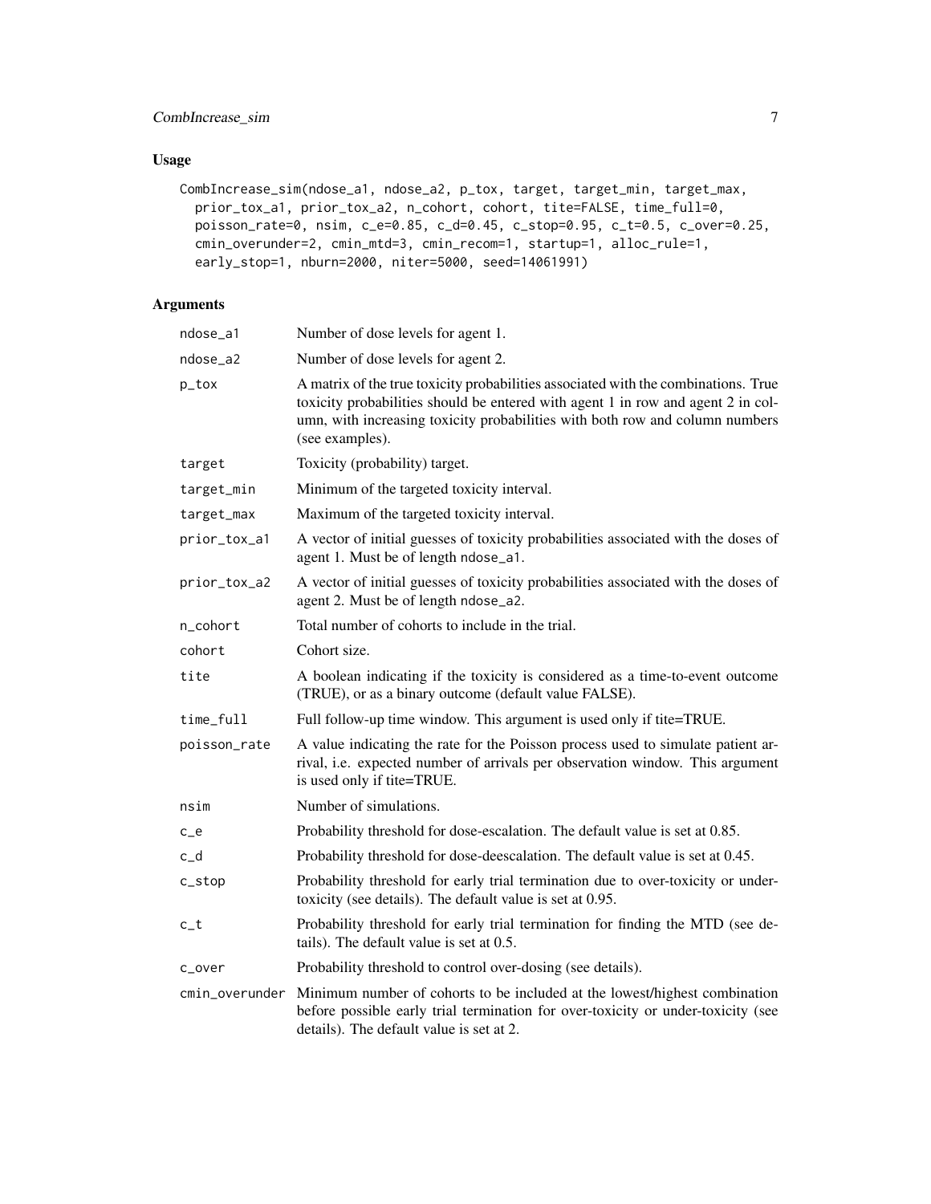## Usage

```
CombIncrease_sim(ndose_a1, ndose_a2, p_tox, target, target_min, target_max,
  prior_tox_a1, prior_tox_a2, n_cohort, cohort, tite=FALSE, time_full=0,
  poisson_rate=0, nsim, c_e=0.85, c_d=0.45, c_stop=0.95, c_t=0.5, c_over=0.25,
  cmin_overunder=2, cmin_mtd=3, cmin_recom=1, startup=1, alloc_rule=1,
  early_stop=1, nburn=2000, niter=5000, seed=14061991)
```

## Arguments

| Argument | Description |
| --- | --- |
| ndose_a1 | Number of dose levels for agent 1. |
| ndose_a2 | Number of dose levels for agent 2. |
| p_tox | A matrix of the true toxicity probabilities associated with the combinations. True toxicity probabilities should be entered with agent 1 in row and agent 2 in column, with increasing toxicity probabilities with both row and column numbers (see examples). |
| target | Toxicity (probability) target. |
| target_min | Minimum of the targeted toxicity interval. |
| target_max | Maximum of the targeted toxicity interval. |
| prior_tox_a1 | A vector of initial guesses of toxicity probabilities associated with the doses of agent 1. Must be of length ndose_a1. |
| prior_tox_a2 | A vector of initial guesses of toxicity probabilities associated with the doses of agent 2. Must be of length ndose_a2. |
| n_cohort | Total number of cohorts to include in the trial. |
| cohort | Cohort size. |
| tite | A boolean indicating if the toxicity is considered as a time-to-event outcome (TRUE), or as a binary outcome (default value FALSE). |
| time_full | Full follow-up time window. This argument is used only if tite=TRUE. |
| poisson_rate | A value indicating the rate for the Poisson process used to simulate patient arrival, i.e. expected number of arrivals per observation window. This argument is used only if tite=TRUE. |
| nsim | Number of simulations. |
| c_e | Probability threshold for dose-escalation. The default value is set at 0.85. |
| c_d | Probability threshold for dose-deescalation. The default value is set at 0.45. |
| c_stop | Probability threshold for early trial termination due to over-toxicity or under-toxicity (see details). The default value is set at 0.95. |
| c_t | Probability threshold for early trial termination for finding the MTD (see details). The default value is set at 0.5. |
| c_over | Probability threshold to control over-dosing (see details). |
| cmin_overunder | Minimum number of cohorts to be included at the lowest/highest combination before possible early trial termination for over-toxicity or under-toxicity (see details). The default value is set at 2. |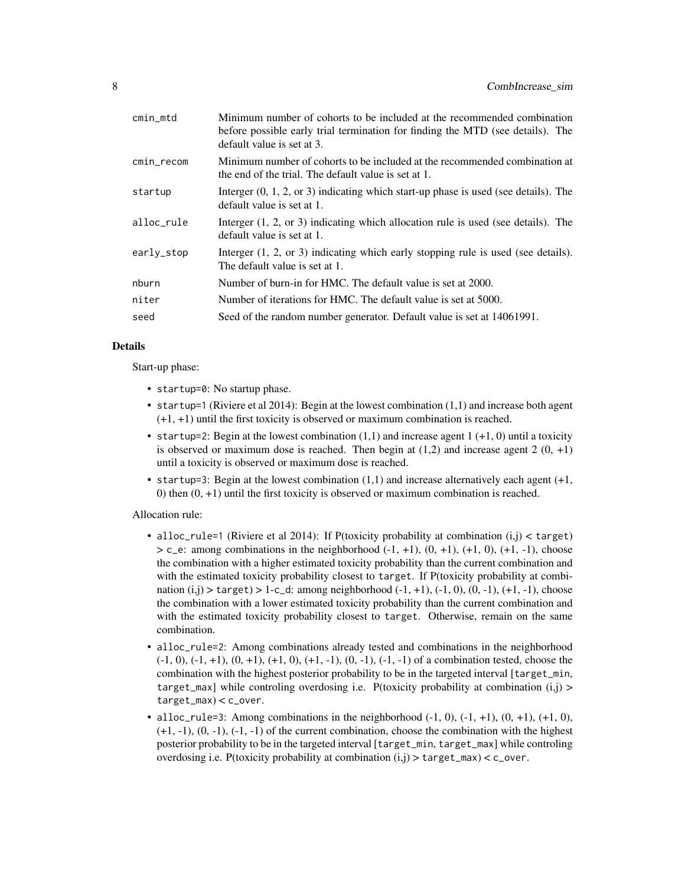| | |
|---|---|
| cmin_mtd | Minimum number of cohorts to be included at the recommended combination before possible early trial termination for finding the MTD (see details). The default value is set at 3. |
| cmin_recom | Minimum number of cohorts to be included at the recommended combination at the end of the trial. The default value is set at 1. |
| startup | Interger (0, 1, 2, or 3) indicating which start-up phase is used (see details). The default value is set at 1. |
| alloc_rule | Interger (1, 2, or 3) indicating which allocation rule is used (see details). The default value is set at 1. |
| early_stop | Interger (1, 2, or 3) indicating which early stopping rule is used (see details). The default value is set at 1. |
| nburn | Number of burn-in for HMC. The default value is set at 2000. |
| niter | Number of iterations for HMC. The default value is set at 5000. |
| seed | Seed of the random number generator. Default value is set at 14061991. |

## Details

Start-up phase:

- `startup=0`: No startup phase.
- `startup=1` (Riviere et al 2014): Begin at the lowest combination (1,1) and increase both agent (+1, +1) until the first toxicity is observed or maximum combination is reached.
- `startup=2`: Begin at the lowest combination (1,1) and increase agent 1 (+1, 0) until a toxicity is observed or maximum dose is reached. Then begin at (1,2) and increase agent 2 (0, +1) until a toxicity is observed or maximum dose is reached.
- `startup=3`: Begin at the lowest combination (1,1) and increase alternatively each agent (+1, 0) then (0, +1) until the first toxicity is observed or maximum combination is reached.

Allocation rule:

- `alloc_rule=1` (Riviere et al 2014): If P(toxicity probability at combination (i,j) < `target`) > `c_e`: among combinations in the neighborhood (-1, +1), (0, +1), (+1, 0), (+1, -1), choose the combination with a higher estimated toxicity probability than the current combination and with the estimated toxicity probability closest to `target`. If P(toxicity probability at combination (i,j) > `target`) > 1-`c_d`: among neighborhood (-1, +1), (-1, 0), (0, -1), (+1, -1), choose the combination with a lower estimated toxicity probability than the current combination and with the estimated toxicity probability closest to `target`. Otherwise, remain on the same combination.
- `alloc_rule=2`: Among combinations already tested and combinations in the neighborhood (-1, 0), (-1, +1), (0, +1), (+1, 0), (+1, -1), (0, -1), (-1, -1) of a combination tested, choose the combination with the highest posterior probability to be in the targeted interval [`target_min`, `target_max`] while controling overdosing i.e. P(toxicity probability at combination (i,j) > `target_max`) < `c_over`.
- `alloc_rule=3`: Among combinations in the neighborhood (-1, 0), (-1, +1), (0, +1), (+1, 0), (+1, -1), (0, -1), (-1, -1) of the current combination, choose the combination with the highest posterior probability to be in the targeted interval [`target_min`, `target_max`] while controling overdosing i.e. P(toxicity probability at combination (i,j) > `target_max`) < `c_over`.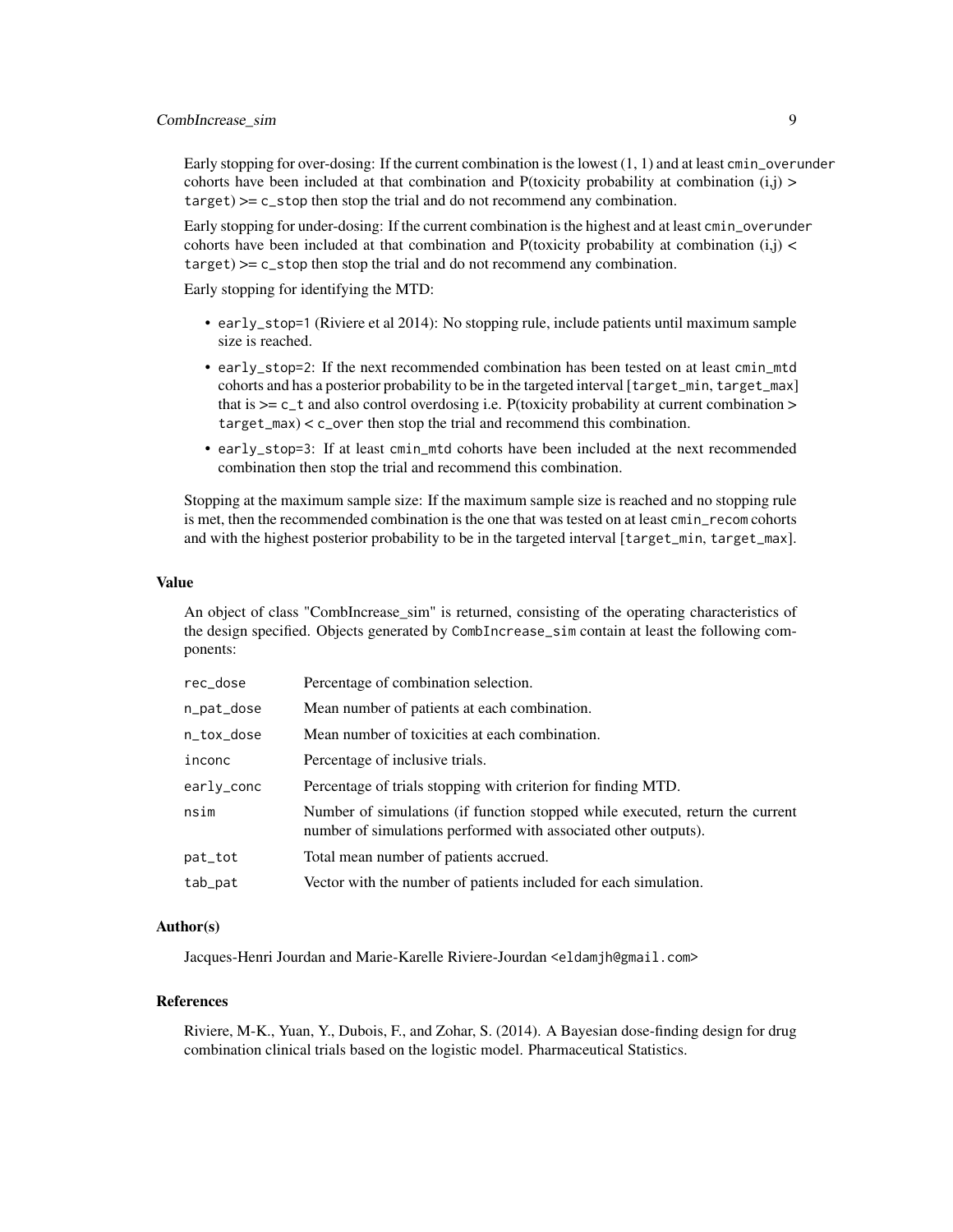Early stopping for over-dosing: If the current combination is the lowest (1, 1) and at least `cmin_overunder` cohorts have been included at that combination and P(toxicity probability at combination (i,j) > `target`) >= `c_stop` then stop the trial and do not recommend any combination.

Early stopping for under-dosing: If the current combination is the highest and at least `cmin_overunder` cohorts have been included at that combination and P(toxicity probability at combination (i,j) < `target`) >= `c_stop` then stop the trial and do not recommend any combination.

Early stopping for identifying the MTD:

- `early_stop=1` (Riviere et al 2014): No stopping rule, include patients until maximum sample size is reached.
- `early_stop=2`: If the next recommended combination has been tested on at least `cmin_mtd` cohorts and has a posterior probability to be in the targeted interval [`target_min`, `target_max`] that is >= `c_t` and also control overdosing i.e. P(toxicity probability at current combination > `target_max`) < `c_over` then stop the trial and recommend this combination.
- `early_stop=3`: If at least `cmin_mtd` cohorts have been included at the next recommended combination then stop the trial and recommend this combination.

Stopping at the maximum sample size: If the maximum sample size is reached and no stopping rule is met, then the recommended combination is the one that was tested on at least `cmin_recom` cohorts and with the highest posterior probability to be in the targeted interval [`target_min`, `target_max`].

## Value

An object of class "CombIncrease_sim" is returned, consisting of the operating characteristics of the design specified. Objects generated by `CombIncrease_sim` contain at least the following components:

| | |
|---|---|
| `rec_dose` | Percentage of combination selection. |
| `n_pat_dose` | Mean number of patients at each combination. |
| `n_tox_dose` | Mean number of toxicities at each combination. |
| `inconc` | Percentage of inclusive trials. |
| `early_conc` | Percentage of trials stopping with criterion for finding MTD. |
| `nsim` | Number of simulations (if function stopped while executed, return the current number of simulations performed with associated other outputs). |
| `pat_tot` | Total mean number of patients accrued. |
| `tab_pat` | Vector with the number of patients included for each simulation. |

## Author(s)

Jacques-Henri Jourdan and Marie-Karelle Riviere-Jourdan <eldamjh@gmail.com>

## References

Riviere, M-K., Yuan, Y., Dubois, F., and Zohar, S. (2014). A Bayesian dose-finding design for drug combination clinical trials based on the logistic model. Pharmaceutical Statistics.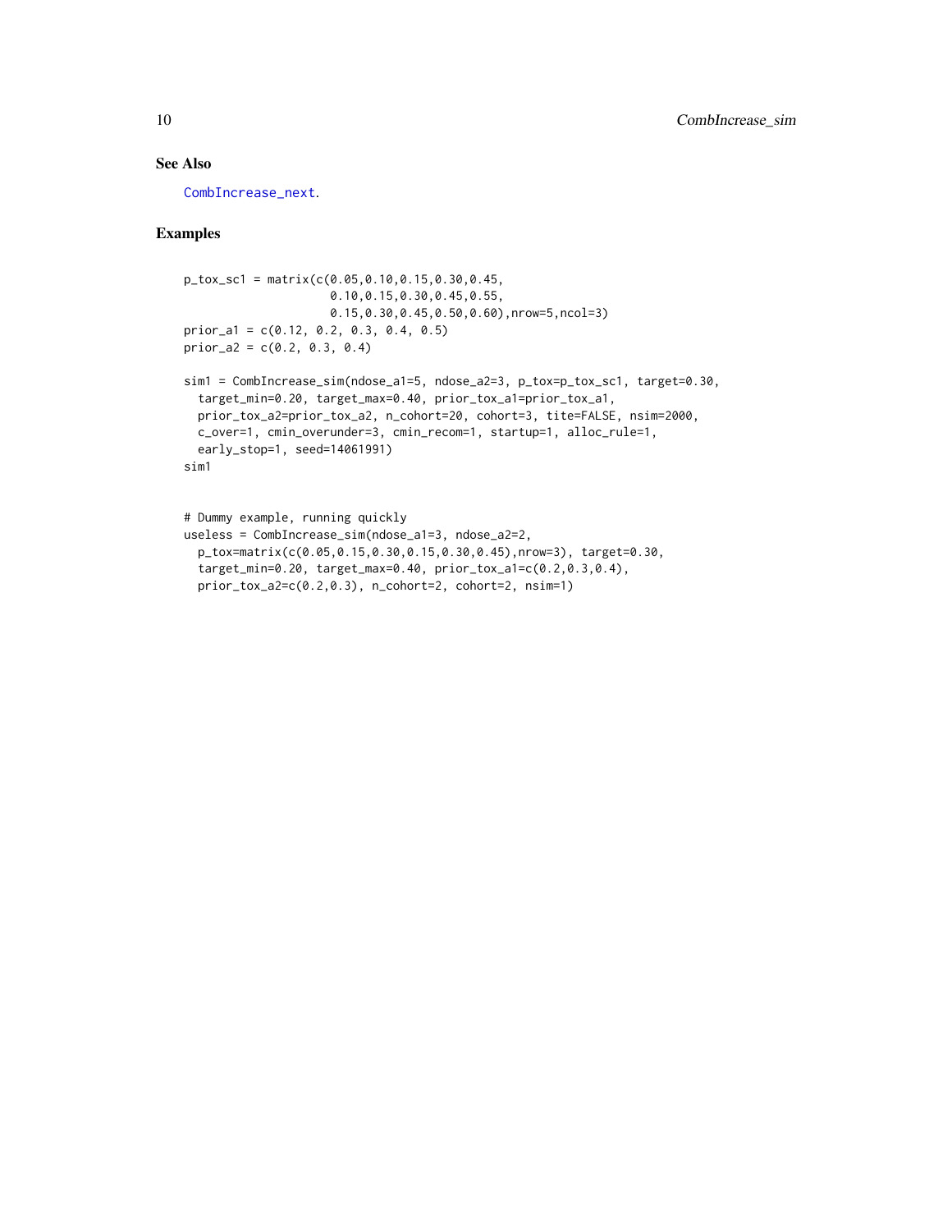## See Also

CombIncrease_next.

## Examples

```
p_tox_sc1 = matrix(c(0.05,0.10,0.15,0.30,0.45,
                     0.10,0.15,0.30,0.45,0.55,
                     0.15,0.30,0.45,0.50,0.60),nrow=5,ncol=3)
prior_a1 = c(0.12, 0.2, 0.3, 0.4, 0.5)
prior_a2 = c(0.2, 0.3, 0.4)

sim1 = CombIncrease_sim(ndose_a1=5, ndose_a2=3, p_tox=p_tox_sc1, target=0.30,
  target_min=0.20, target_max=0.40, prior_tox_a1=prior_tox_a1,
  prior_tox_a2=prior_tox_a2, n_cohort=20, cohort=3, tite=FALSE, nsim=2000,
  c_over=1, cmin_overunder=3, cmin_recom=1, startup=1, alloc_rule=1,
  early_stop=1, seed=14061991)
sim1


# Dummy example, running quickly
useless = CombIncrease_sim(ndose_a1=3, ndose_a2=2,
  p_tox=matrix(c(0.05,0.15,0.30,0.15,0.30,0.45),nrow=3), target=0.30,
  target_min=0.20, target_max=0.40, prior_tox_a1=c(0.2,0.3,0.4),
  prior_tox_a2=c(0.2,0.3), n_cohort=2, cohort=2, nsim=1)
```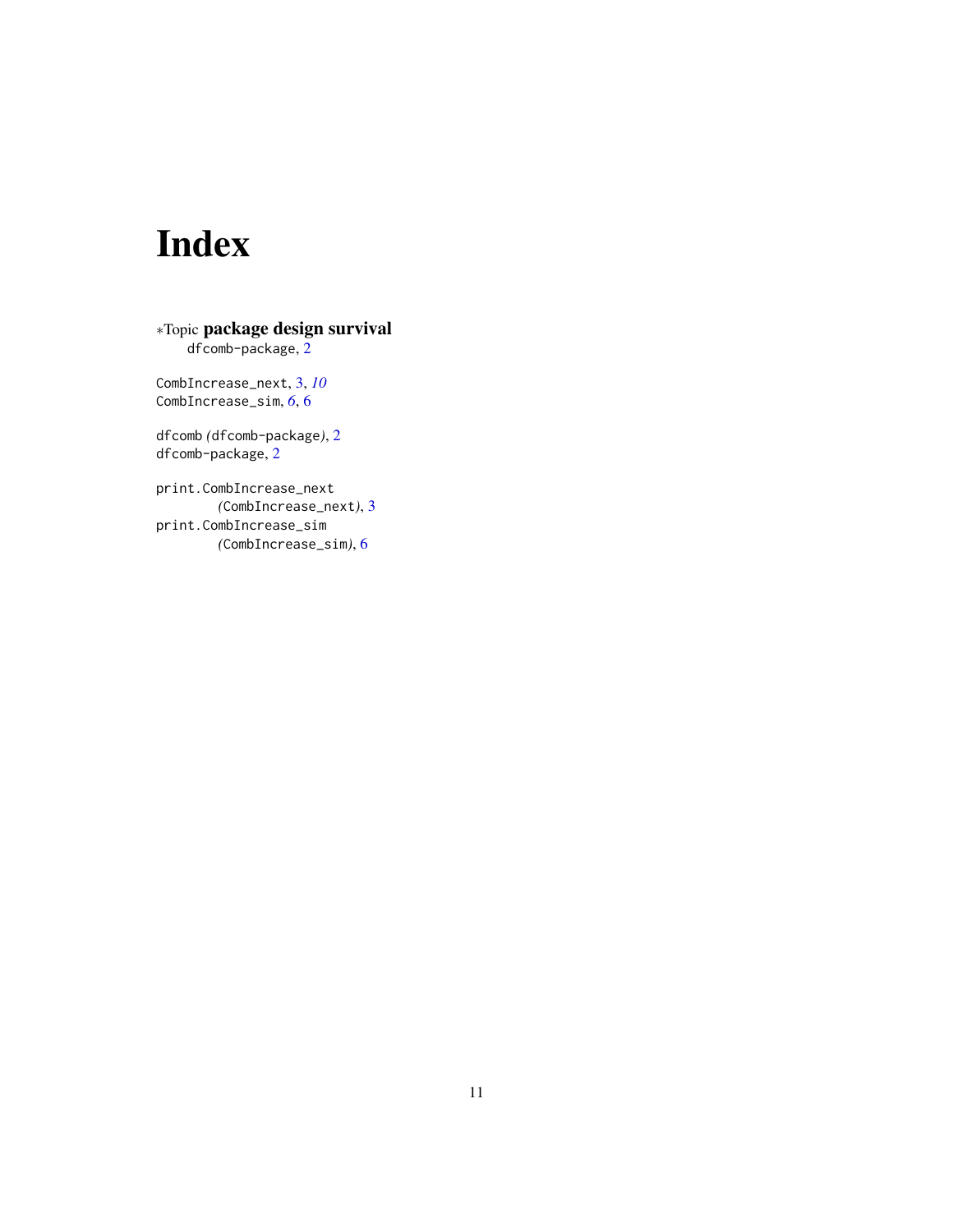# Index

∗Topic **package design survival**
    dfcomb-package, 2

CombIncrease_next, 3, *10*
CombIncrease_sim, *6*, 6

dfcomb *(*dfcomb-package*)*, 2
dfcomb-package, 2

print.CombIncrease_next
        *(*CombIncrease_next*)*, 3
print.CombIncrease_sim
        *(*CombIncrease_sim*)*, 6